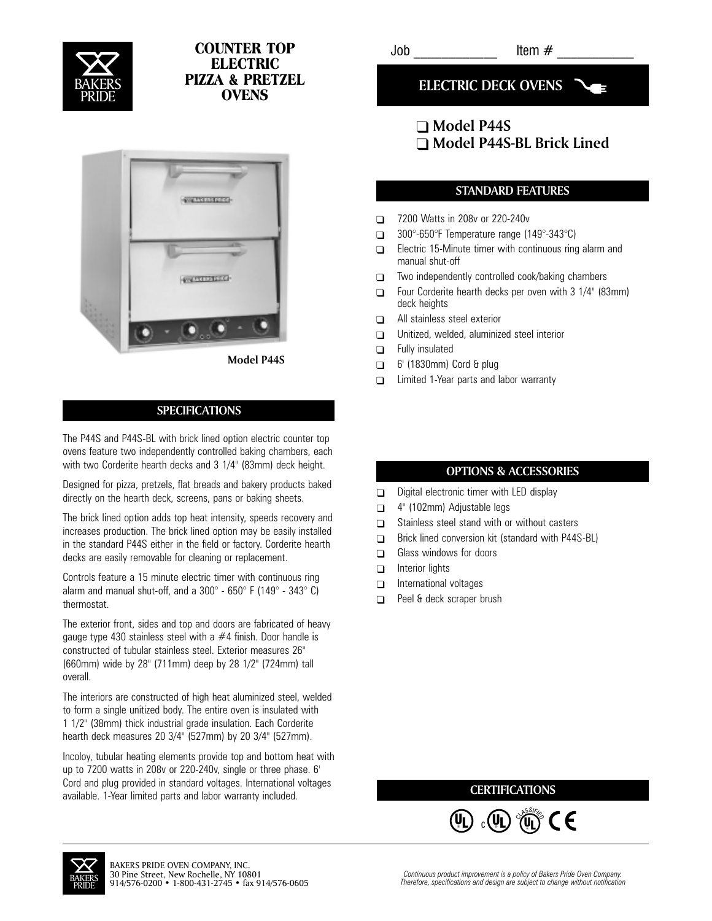BAKERS PRIDE

# COUNTER TOP ELECTRIC PIZZA & PRETZEL OVENS

Job ___________ Item # ___________

## ELECTRIC DECK OVENS

- ❑ **Model P44S**
- ❑ **Model P44S-BL Brick Lined**

**Model P44S**

## STANDARD FEATURES

- ❑ 7200 Watts in 208v or 220-240v
- ❑ 300°-650°F Temperature range (149°-343°C)
- ❑ Electric 15-Minute timer with continuous ring alarm and manual shut-off
- ❑ Two independently controlled cook/baking chambers
- ❑ Four Corderite hearth decks per oven with 3 1/4" (83mm) deck heights
- ❑ All stainless steel exterior
- ❑ Unitized, welded, aluminized steel interior
- ❑ Fully insulated
- ❑ 6' (1830mm) Cord & plug
- ❑ Limited 1-Year parts and labor warranty

## SPECIFICATIONS

The P44S and P44S-BL with brick lined option electric counter top ovens feature two independently controlled baking chambers, each with two Corderite hearth decks and 3 1/4" (83mm) deck height.

Designed for pizza, pretzels, flat breads and bakery products baked directly on the hearth deck, screens, pans or baking sheets.

The brick lined option adds top heat intensity, speeds recovery and increases production. The brick lined option may be easily installed in the standard P44S either in the field or factory. Corderite hearth decks are easily removable for cleaning or replacement.

Controls feature a 15 minute electric timer with continuous ring alarm and manual shut-off, and a 300° - 650° F (149° - 343° C) thermostat.

The exterior front, sides and top and doors are fabricated of heavy gauge type 430 stainless steel with a #4 finish. Door handle is constructed of tubular stainless steel. Exterior measures 26" (660mm) wide by 28" (711mm) deep by 28 1/2" (724mm) tall overall.

The interiors are constructed of high heat aluminized steel, welded to form a single unitized body. The entire oven is insulated with 1 1/2" (38mm) thick industrial grade insulation. Each Corderite hearth deck measures 20 3/4" (527mm) by 20 3/4" (527mm).

Incoloy, tubular heating elements provide top and bottom heat with up to 7200 watts in 208v or 220-240v, single or three phase. 6' Cord and plug provided in standard voltages. International voltages available. 1-Year limited parts and labor warranty included.

## OPTIONS & ACCESSORIES

- ❑ Digital electronic timer with LED display
- ❑ 4" (102mm) Adjustable legs
- ❑ Stainless steel stand with or without casters
- ❑ Brick lined conversion kit (standard with P44S-BL)
- ❑ Glass windows for doors
- ❑ Interior lights
- ❑ International voltages
- ❑ Peel & deck scraper brush

## CERTIFICATIONS

UL, cUL, UL Classified, CE

BAKERS PRIDE OVEN COMPANY, INC.
30 Pine Street, New Rochelle, NY 10801
914/576-0200 • 1-800-431-2745 • fax 914/576-0605

*Continuous product improvement is a policy of Bakers Pride Oven Company. Therefore, specifications and design are subject to change without notification*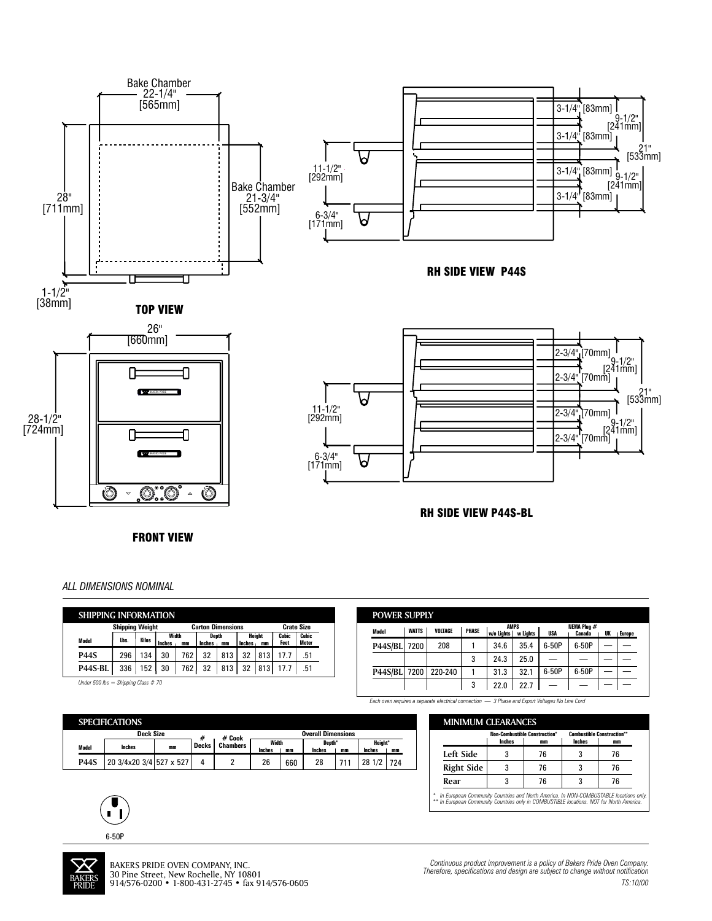Bake Chamber
22-1/4"
[565mm]

Bake Chamber
21-3/4"
[552mm]

28"
[711mm]

1-1/2"
[38mm]

**TOP VIEW**

3-1/4" [83mm]
9-1/2"
[241mm]
3-1/4" [83mm]
21"
[533mm]
3-1/4" [83mm]
9-1/2"
[241mm]
3-1/4" [83mm]

11-1/2"
[292mm]

6-3/4"
[171mm]

**RH SIDE VIEW P44S**

26"
[660mm]

28-1/2"
[724mm]

**FRONT VIEW**

2-3/4" [70mm]
9-1/2"
[241mm]
2-3/4" [70mm]
21"
[533mm]
2-3/4" [70mm]
9-1/2"
[241mm]
2-3/4" [70mm]

11-1/2"
[292mm]

6-3/4"
[171mm]

**RH SIDE VIEW P44S-BL**

*ALL DIMENSIONS NOMINAL*

## SHIPPING INFORMATION

| Model | Shipping Weight | | Carton Dimensions | | | | | | Crate Size | |
|---|---|---|---|---|---|---|---|---|---|---|
| | | | Width | | Depth | | Height | | | |
| | Lbs. | Kilos | Inches | mm | Inches | mm | Inches | mm | Cubic Feet | Cubic Meter |
| **P44S** | 296 | 134 | 30 | 762 | 32 | 813 | 32 | 813 | 17.7 | .51 |
| **P44S-BL** | 336 | 152 | 30 | 762 | 32 | 813 | 32 | 813 | 17.7 | .51 |

*Under 500 lbs = Shipping Class # 70*

## POWER SUPPLY

| Model | WATTS | VOLTAGE | PHASE | AMPS w/o Lights | AMPS w Lights | NEMA Plug # USA | NEMA Plug # Canada | UK | Europe |
|---|---|---|---|---|---|---|---|---|---|
| **P44S/BL** | 7200 | 208 | 1 | 34.6 | 35.4 | 6-50P | 6-50P | — | — |
| | | | 3 | 24.3 | 25.0 | — | — | — | — |
| **P44S/BL** | 7200 | 220-240 | 1 | 31.3 | 32.1 | 6-50P | 6-50P | — | — |
| | | | 3 | 22.0 | 22.7 | — | — | — | — |

*Each oven requires a separate electrical connection — 3 Phase and Export Voltages No Line Cord*

## SPECIFICATIONS

| Model | Deck Size | | # Decks | # Cook Chambers | Overall Dimensions | | | | | |
|---|---|---|---|---|---|---|---|---|---|---|
| | | | | | Width | | Depth* | | Height* | |
| | Inches | mm | | | Inches | mm | Inches | mm | Inches | mm |
| **P44S** | 20 3/4x20 3/4 | 527 x 527 | 4 | 2 | 26 | 660 | 28 | 711 | 28 1/2 | 724 |

## MINIMUM CLEARANCES

| | Non-Combustible Construction* | | Combustible Construction** | |
|---|---|---|---|---|
| | Inches | mm | Inches | mm |
| **Left Side** | 3 | 76 | 3 | 76 |
| **Right Side** | 3 | 76 | 3 | 76 |
| **Rear** | 3 | 76 | 3 | 76 |

*\* In European Community Countries and North America. In NON-COMBUSTABLE locations only.*
*\*\* In European Community Countries only in COMBUSTIBLE locations. NOT for North America.*

6-50P

BAKERS PRIDE OVEN COMPANY, INC.
30 Pine Street, New Rochelle, NY 10801
914/576-0200 • 1-800-431-2745 • fax 914/576-0605

*Continuous product improvement is a policy of Bakers Pride Oven Company. Therefore, specifications and design are subject to change without notification*

*TS:10/00*